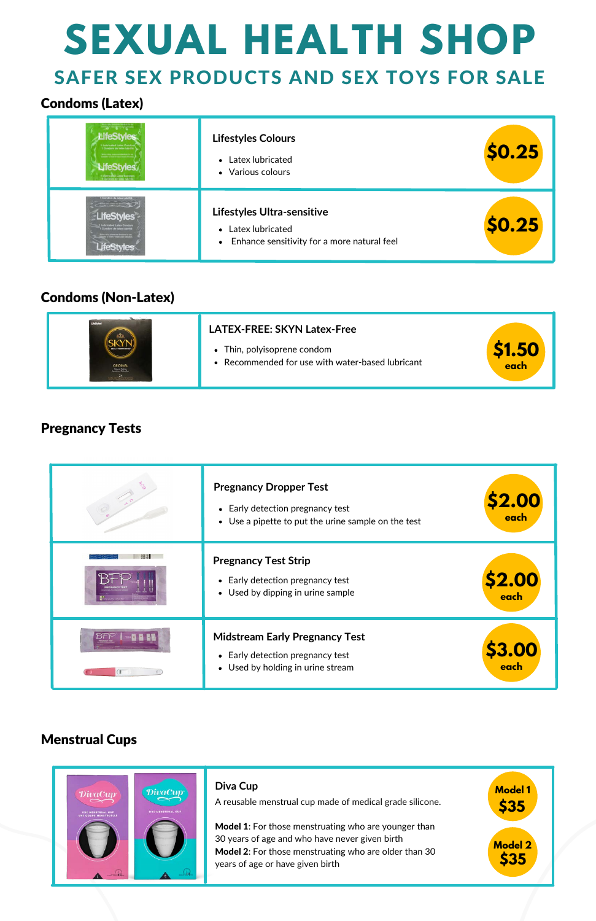# SEXUAL HEALTH SHOP

## SAFER SEX PRODUCTS AND SEX TOYS FOR SALE

### Condoms (Latex)

**Lifestyles Colours**

- Latex lubricated
- Various colours

$0.25

**Lifestyles Ultra-sensitive**

- Latex lubricated
- Enhance sensitivity for a more natural feel

$0.25

### Condoms (Non-Latex)

**LATEX-FREE: SKYN Latex-Free**

- Thin, polyisoprene condom
- Recommended for use with water-based lubricant

$1.50 each

### Pregnancy Tests

**Pregnancy Dropper Test**

- Early detection pregnancy test
- Use a pipette to put the urine sample on the test

$2.00 each

**Pregnancy Test Strip**

- Early detection pregnancy test
- Used by dipping in urine sample

$2.00 each

**Midstream Early Pregnancy Test**

- Early detection pregnancy test
- Used by holding in urine stream

$3.00 each

### Menstrual Cups

**Diva Cup**

A reusable menstrual cup made of medical grade silicone.

**Model 1**: For those menstruating who are younger than 30 years of age and who have never given birth
**Model 2**: For those menstruating who are older than 30 years of age or have given birth

Model 1 $35

Model 2 $35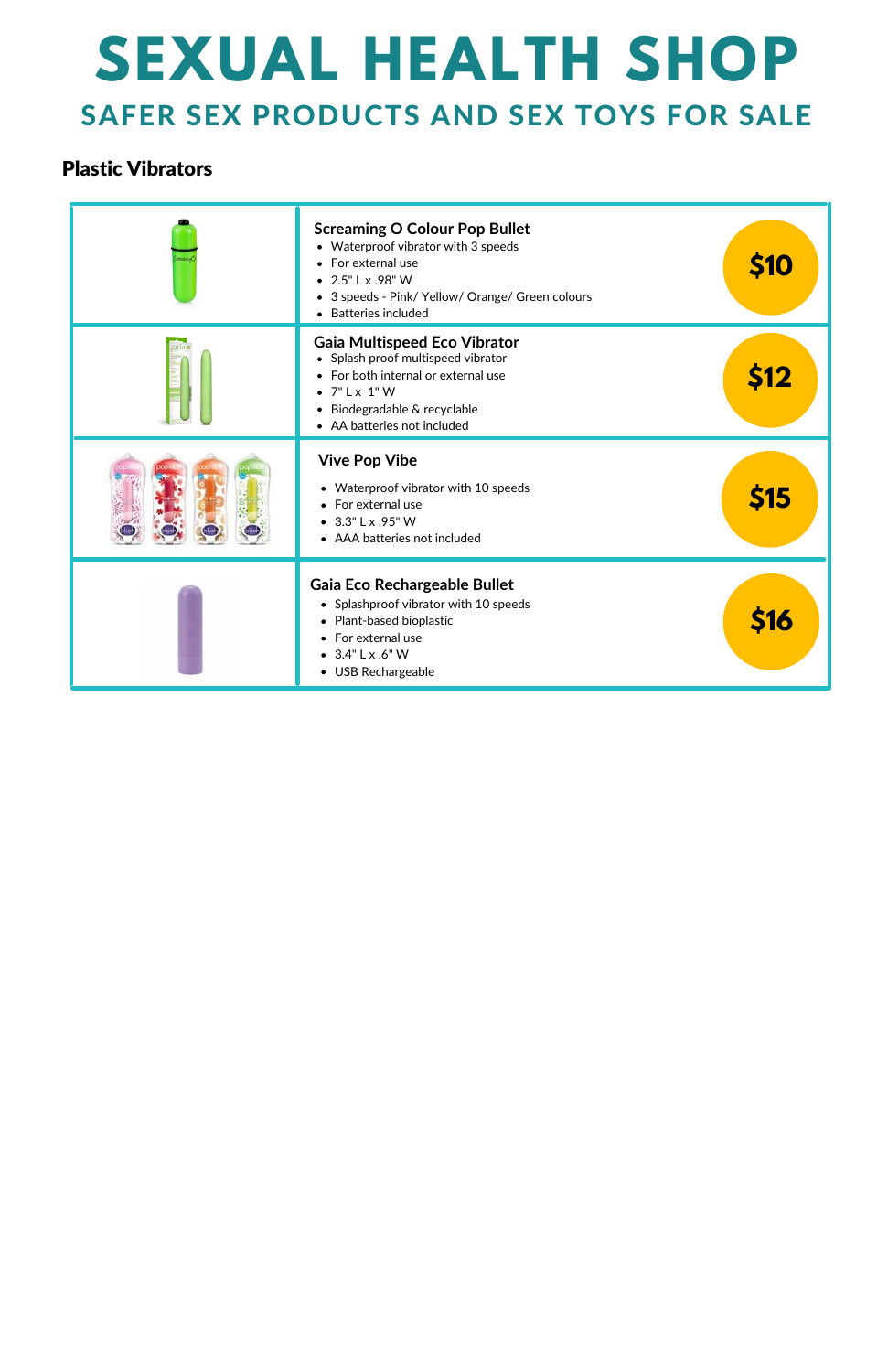# SEXUAL HEALTH SHOP

## SAFER SEX PRODUCTS AND SEX TOYS FOR SALE

### Plastic Vibrators

| | Product | Price |
|---|---|---|
| | **Screaming O Colour Pop Bullet**<br>• Waterproof vibrator with 3 speeds<br>• For external use<br>• 2.5" L x .98" W<br>• 3 speeds - Pink/ Yellow/ Orange/ Green colours<br>• Batteries included | $10 |
| | **Gaia Multispeed Eco Vibrator**<br>• Splash proof multispeed vibrator<br>• For both internal or external use<br>• 7" L x 1" W<br>• Biodegradable & recyclable<br>• AA batteries not included | $12 |
| | **Vive Pop Vibe**<br>• Waterproof vibrator with 10 speeds<br>• For external use<br>• 3.3" L x .95" W<br>• AAA batteries not included | $15 |
| | **Gaia Eco Rechargeable Bullet**<br>• Splashproof vibrator with 10 speeds<br>• Plant-based bioplastic<br>• For external use<br>• 3.4" L x .6" W<br>• USB Rechargeable | $16 |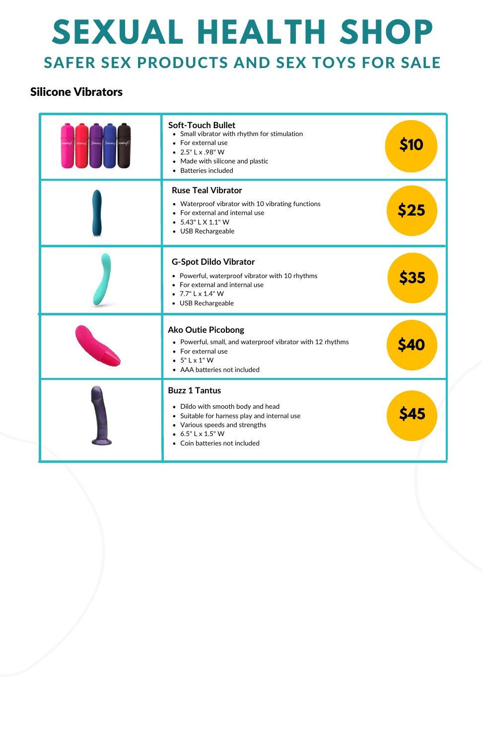# SEXUAL HEALTH SHOP

## SAFER SEX PRODUCTS AND SEX TOYS FOR SALE

### Silicone Vibrators

| Product | Details | Price |
|---|---|---|
| | **Soft-Touch Bullet**<br>• Small vibrator with rhythm for stimulation<br>• For external use<br>• 2.5" L x .98" W<br>• Made with silicone and plastic<br>• Batteries included | $10 |
| | **Ruse Teal Vibrator**<br>• Waterproof vibrator with 10 vibrating functions<br>• For external and internal use<br>• 5.43" L X 1.1" W<br>• USB Rechargeable | $25 |
| | **G-Spot Dildo Vibrator**<br>• Powerful, waterproof vibrator with 10 rhythms<br>• For external and internal use<br>• 7.7" L x 1.4" W<br>• USB Rechargeable | $35 |
| | **Ako Outie Picobong**<br>• Powerful, small, and waterproof vibrator with 12 rhythms<br>• For external use<br>• 5" L x 1" W<br>• AAA batteries not included | $40 |
| | **Buzz 1 Tantus**<br>• Dildo with smooth body and head<br>• Suitable for harness play and internal use<br>• Various speeds and strengths<br>• 6.5" L x 1.5" W<br>• Coin batteries not included | $45 |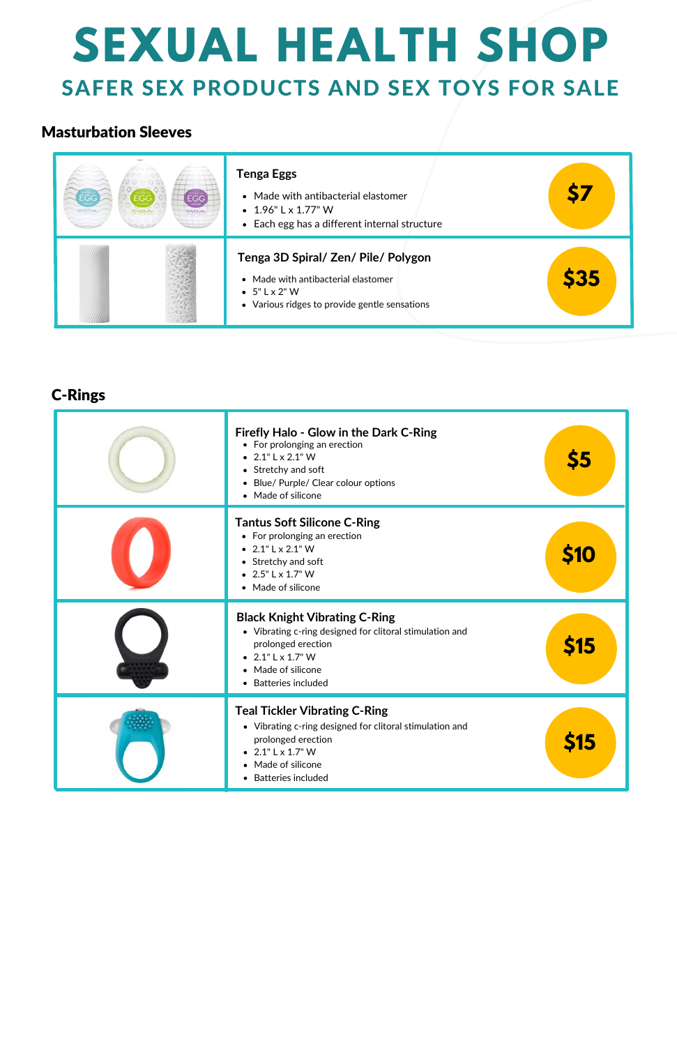# SEXUAL HEALTH SHOP

## SAFER SEX PRODUCTS AND SEX TOYS FOR SALE

### Masturbation Sleeves

| Product | Details | Price |
| --- | --- | --- |
| **Tenga Eggs** | • Made with antibacterial elastomer<br>• 1.96" L x 1.77" W<br>• Each egg has a different internal structure | $7 |
| **Tenga 3D Spiral/ Zen/ Pile/ Polygon** | • Made with antibacterial elastomer<br>• 5" L x 2" W<br>• Various ridges to provide gentle sensations | $35 |

### C-Rings

| Product | Details | Price |
| --- | --- | --- |
| **Firefly Halo - Glow in the Dark C-Ring** | • For prolonging an erection<br>• 2.1" L x 2.1" W<br>• Stretchy and soft<br>• Blue/ Purple/ Clear colour options<br>• Made of silicone | $5 |
| **Tantus Soft Silicone C-Ring** | • For prolonging an erection<br>• 2.1" L x 2.1" W<br>• Stretchy and soft<br>• 2.5" L x 1.7" W<br>• Made of silicone | $10 |
| **Black Knight Vibrating C-Ring** | • Vibrating c-ring designed for clitoral stimulation and prolonged erection<br>• 2.1" L x 1.7" W<br>• Made of silicone<br>• Batteries included | $15 |
| **Teal Tickler Vibrating C-Ring** | • Vibrating c-ring designed for clitoral stimulation and prolonged erection<br>• 2.1" L x 1.7" W<br>• Made of silicone<br>• Batteries included | $15 |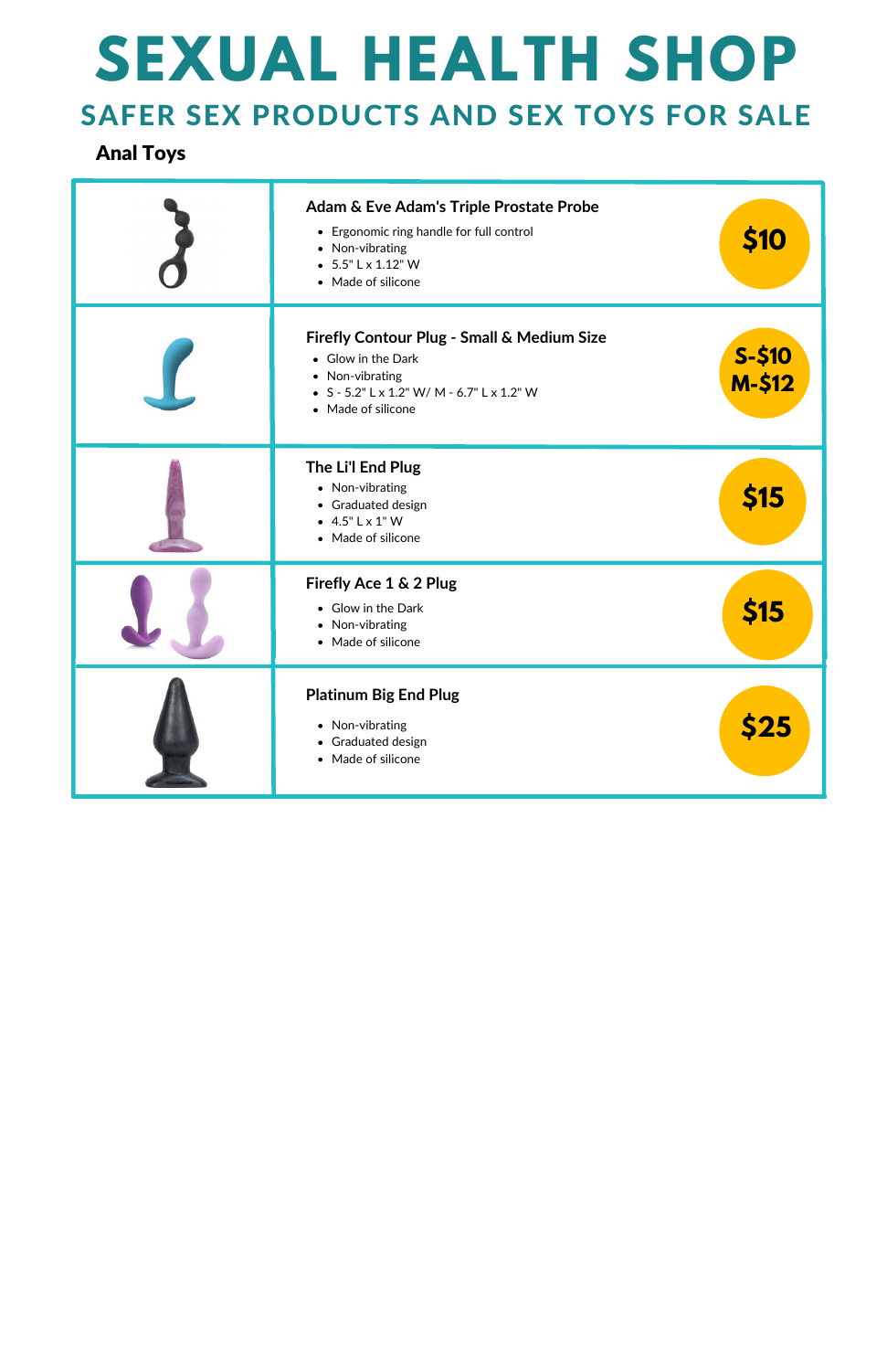# SEXUAL HEALTH SHOP

## SAFER SEX PRODUCTS AND SEX TOYS FOR SALE

### Anal Toys

| Product | Details | Price |
| --- | --- | --- |
| | **Adam & Eve Adam's Triple Prostate Probe**<br>• Ergonomic ring handle for full control<br>• Non-vibrating<br>• 5.5" L x 1.12" W<br>• Made of silicone | $10 |
| | **Firefly Contour Plug - Small & Medium Size**<br>• Glow in the Dark<br>• Non-vibrating<br>• S - 5.2" L x 1.2" W/ M - 6.7" L x 1.2" W<br>• Made of silicone | S-$10<br>M-$12 |
| | **The Li'l End Plug**<br>• Non-vibrating<br>• Graduated design<br>• 4.5" L x 1" W<br>• Made of silicone | $15 |
| | **Firefly Ace 1 & 2 Plug**<br>• Glow in the Dark<br>• Non-vibrating<br>• Made of silicone | $15 |
| | **Platinum Big End Plug**<br>• Non-vibrating<br>• Graduated design<br>• Made of silicone | $25 |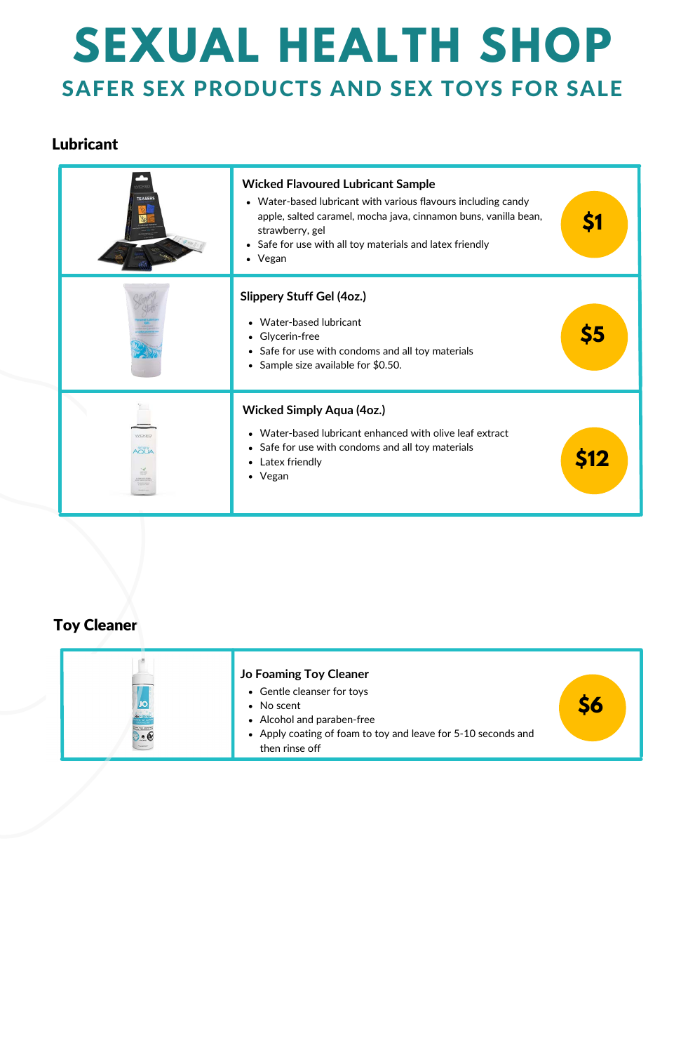# SEXUAL HEALTH SHOP

## SAFER SEX PRODUCTS AND SEX TOYS FOR SALE

### Lubricant

| | | |
|---|---|---|
| | **Wicked Flavoured Lubricant Sample**<br>• Water-based lubricant with various flavours including candy apple, salted caramel, mocha java, cinnamon buns, vanilla bean, strawberry, gel<br>• Safe for use with all toy materials and latex friendly<br>• Vegan | $1 |
| | **Slippery Stuff Gel (4oz.)**<br>• Water-based lubricant<br>• Glycerin-free<br>• Safe for use with condoms and all toy materials<br>• Sample size available for $0.50. | $5 |
| | **Wicked Simply Aqua (4oz.)**<br>• Water-based lubricant enhanced with olive leaf extract<br>• Safe for use with condoms and all toy materials<br>• Latex friendly<br>• Vegan | $12 |

### Toy Cleaner

| | | |
|---|---|---|
| | **Jo Foaming Toy Cleaner**<br>• Gentle cleanser for toys<br>• No scent<br>• Alcohol and paraben-free<br>• Apply coating of foam to toy and leave for 5-10 seconds and then rinse off | $6 |